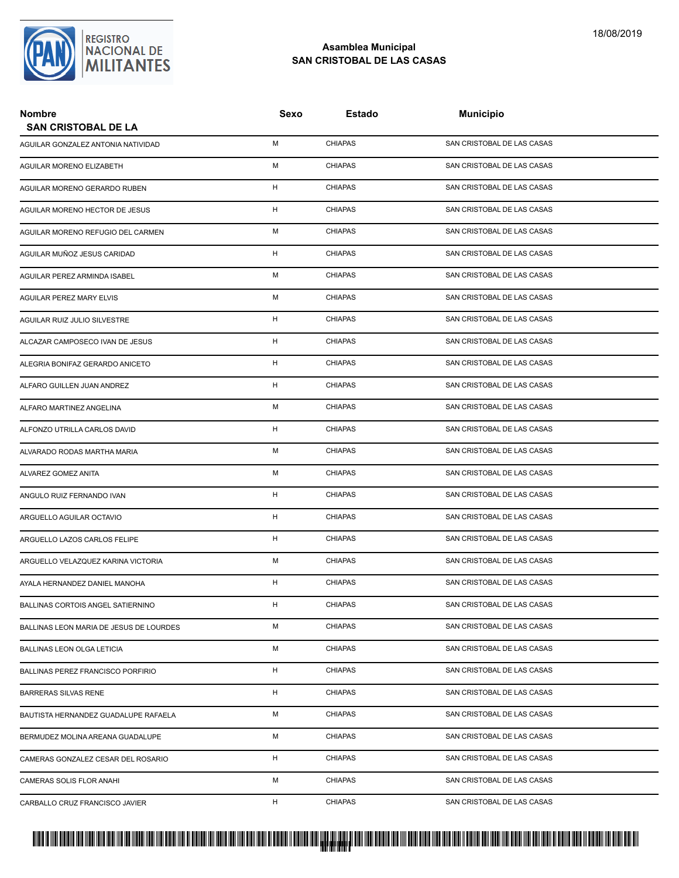REGISTRO NACIONAL DE MILITANTES

18/08/2019

## Asamblea Municipal
## SAN CRISTOBAL DE LAS CASAS

| Nombre<br>SAN CRISTOBAL DE LA | Sexo | Estado | Municipio |
|---|---|---|---|
| AGUILAR GONZALEZ ANTONIA NATIVIDAD | M | CHIAPAS | SAN CRISTOBAL DE LAS CASAS |
| AGUILAR MORENO ELIZABETH | M | CHIAPAS | SAN CRISTOBAL DE LAS CASAS |
| AGUILAR MORENO GERARDO RUBEN | H | CHIAPAS | SAN CRISTOBAL DE LAS CASAS |
| AGUILAR MORENO HECTOR DE JESUS | H | CHIAPAS | SAN CRISTOBAL DE LAS CASAS |
| AGUILAR MORENO REFUGIO DEL CARMEN | M | CHIAPAS | SAN CRISTOBAL DE LAS CASAS |
| AGUILAR MUÑOZ JESUS CARIDAD | H | CHIAPAS | SAN CRISTOBAL DE LAS CASAS |
| AGUILAR PEREZ ARMINDA ISABEL | M | CHIAPAS | SAN CRISTOBAL DE LAS CASAS |
| AGUILAR PEREZ MARY ELVIS | M | CHIAPAS | SAN CRISTOBAL DE LAS CASAS |
| AGUILAR RUIZ JULIO SILVESTRE | H | CHIAPAS | SAN CRISTOBAL DE LAS CASAS |
| ALCAZAR CAMPOSECO IVAN DE JESUS | H | CHIAPAS | SAN CRISTOBAL DE LAS CASAS |
| ALEGRIA BONIFAZ GERARDO ANICETO | H | CHIAPAS | SAN CRISTOBAL DE LAS CASAS |
| ALFARO GUILLEN JUAN ANDREZ | H | CHIAPAS | SAN CRISTOBAL DE LAS CASAS |
| ALFARO MARTINEZ ANGELINA | M | CHIAPAS | SAN CRISTOBAL DE LAS CASAS |
| ALFONZO UTRILLA CARLOS DAVID | H | CHIAPAS | SAN CRISTOBAL DE LAS CASAS |
| ALVARADO RODAS MARTHA MARIA | M | CHIAPAS | SAN CRISTOBAL DE LAS CASAS |
| ALVAREZ GOMEZ ANITA | M | CHIAPAS | SAN CRISTOBAL DE LAS CASAS |
| ANGULO RUIZ FERNANDO IVAN | H | CHIAPAS | SAN CRISTOBAL DE LAS CASAS |
| ARGUELLO AGUILAR OCTAVIO | H | CHIAPAS | SAN CRISTOBAL DE LAS CASAS |
| ARGUELLO LAZOS CARLOS FELIPE | H | CHIAPAS | SAN CRISTOBAL DE LAS CASAS |
| ARGUELLO VELAZQUEZ KARINA VICTORIA | M | CHIAPAS | SAN CRISTOBAL DE LAS CASAS |
| AYALA HERNANDEZ DANIEL MANOHA | H | CHIAPAS | SAN CRISTOBAL DE LAS CASAS |
| BALLINAS CORTOIS ANGEL SATIERNINO | H | CHIAPAS | SAN CRISTOBAL DE LAS CASAS |
| BALLINAS LEON MARIA DE JESUS DE LOURDES | M | CHIAPAS | SAN CRISTOBAL DE LAS CASAS |
| BALLINAS LEON OLGA LETICIA | M | CHIAPAS | SAN CRISTOBAL DE LAS CASAS |
| BALLINAS PEREZ FRANCISCO PORFIRIO | H | CHIAPAS | SAN CRISTOBAL DE LAS CASAS |
| BARRERAS SILVAS RENE | H | CHIAPAS | SAN CRISTOBAL DE LAS CASAS |
| BAUTISTA HERNANDEZ GUADALUPE RAFAELA | M | CHIAPAS | SAN CRISTOBAL DE LAS CASAS |
| BERMUDEZ MOLINA AREANA GUADALUPE | M | CHIAPAS | SAN CRISTOBAL DE LAS CASAS |
| CAMERAS GONZALEZ CESAR DEL ROSARIO | H | CHIAPAS | SAN CRISTOBAL DE LAS CASAS |
| CAMERAS SOLIS FLOR ANAHI | M | CHIAPAS | SAN CRISTOBAL DE LAS CASAS |
| CARBALLO CRUZ FRANCISCO JAVIER | H | CHIAPAS | SAN CRISTOBAL DE LAS CASAS |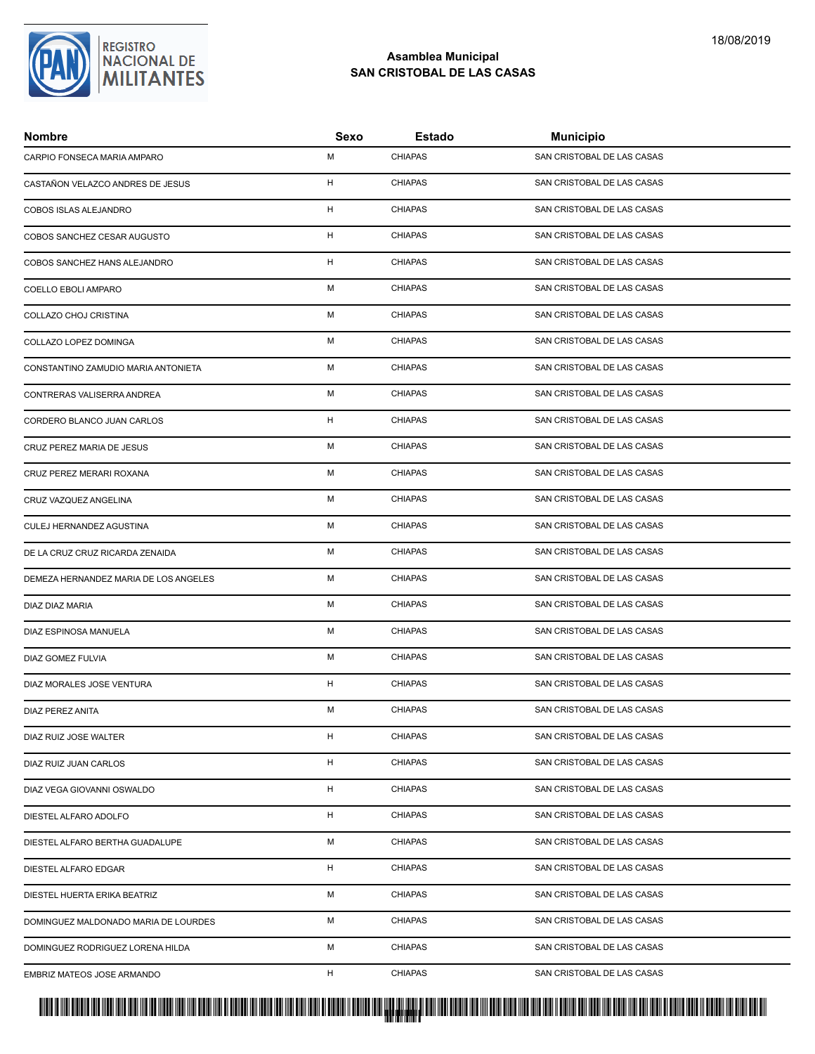## Asamblea Municipal
## SAN CRISTOBAL DE LAS CASAS

| Nombre | Sexo | Estado | Municipio |
|---|---|---|---|
| CARPIO FONSECA MARIA AMPARO | M | CHIAPAS | SAN CRISTOBAL DE LAS CASAS |
| CASTAÑON VELAZCO ANDRES DE JESUS | H | CHIAPAS | SAN CRISTOBAL DE LAS CASAS |
| COBOS ISLAS ALEJANDRO | H | CHIAPAS | SAN CRISTOBAL DE LAS CASAS |
| COBOS SANCHEZ CESAR AUGUSTO | H | CHIAPAS | SAN CRISTOBAL DE LAS CASAS |
| COBOS SANCHEZ HANS ALEJANDRO | H | CHIAPAS | SAN CRISTOBAL DE LAS CASAS |
| COELLO EBOLI AMPARO | M | CHIAPAS | SAN CRISTOBAL DE LAS CASAS |
| COLLAZO CHOJ CRISTINA | M | CHIAPAS | SAN CRISTOBAL DE LAS CASAS |
| COLLAZO LOPEZ DOMINGA | M | CHIAPAS | SAN CRISTOBAL DE LAS CASAS |
| CONSTANTINO ZAMUDIO MARIA ANTONIETA | M | CHIAPAS | SAN CRISTOBAL DE LAS CASAS |
| CONTRERAS VALISERRA ANDREA | M | CHIAPAS | SAN CRISTOBAL DE LAS CASAS |
| CORDERO BLANCO JUAN CARLOS | H | CHIAPAS | SAN CRISTOBAL DE LAS CASAS |
| CRUZ PEREZ MARIA DE JESUS | M | CHIAPAS | SAN CRISTOBAL DE LAS CASAS |
| CRUZ PEREZ MERARI ROXANA | M | CHIAPAS | SAN CRISTOBAL DE LAS CASAS |
| CRUZ VAZQUEZ ANGELINA | M | CHIAPAS | SAN CRISTOBAL DE LAS CASAS |
| CULEJ HERNANDEZ AGUSTINA | M | CHIAPAS | SAN CRISTOBAL DE LAS CASAS |
| DE LA CRUZ CRUZ RICARDA ZENAIDA | M | CHIAPAS | SAN CRISTOBAL DE LAS CASAS |
| DEMEZA HERNANDEZ MARIA DE LOS ANGELES | M | CHIAPAS | SAN CRISTOBAL DE LAS CASAS |
| DIAZ DIAZ MARIA | M | CHIAPAS | SAN CRISTOBAL DE LAS CASAS |
| DIAZ ESPINOSA MANUELA | M | CHIAPAS | SAN CRISTOBAL DE LAS CASAS |
| DIAZ GOMEZ FULVIA | M | CHIAPAS | SAN CRISTOBAL DE LAS CASAS |
| DIAZ MORALES JOSE VENTURA | H | CHIAPAS | SAN CRISTOBAL DE LAS CASAS |
| DIAZ PEREZ ANITA | M | CHIAPAS | SAN CRISTOBAL DE LAS CASAS |
| DIAZ RUIZ JOSE WALTER | H | CHIAPAS | SAN CRISTOBAL DE LAS CASAS |
| DIAZ RUIZ JUAN CARLOS | H | CHIAPAS | SAN CRISTOBAL DE LAS CASAS |
| DIAZ VEGA GIOVANNI OSWALDO | H | CHIAPAS | SAN CRISTOBAL DE LAS CASAS |
| DIESTEL ALFARO ADOLFO | H | CHIAPAS | SAN CRISTOBAL DE LAS CASAS |
| DIESTEL ALFARO BERTHA GUADALUPE | M | CHIAPAS | SAN CRISTOBAL DE LAS CASAS |
| DIESTEL ALFARO EDGAR | H | CHIAPAS | SAN CRISTOBAL DE LAS CASAS |
| DIESTEL HUERTA ERIKA BEATRIZ | M | CHIAPAS | SAN CRISTOBAL DE LAS CASAS |
| DOMINGUEZ MALDONADO MARIA DE LOURDES | M | CHIAPAS | SAN CRISTOBAL DE LAS CASAS |
| DOMINGUEZ RODRIGUEZ LORENA HILDA | M | CHIAPAS | SAN CRISTOBAL DE LAS CASAS |
| EMBRIZ MATEOS JOSE ARMANDO | H | CHIAPAS | SAN CRISTOBAL DE LAS CASAS |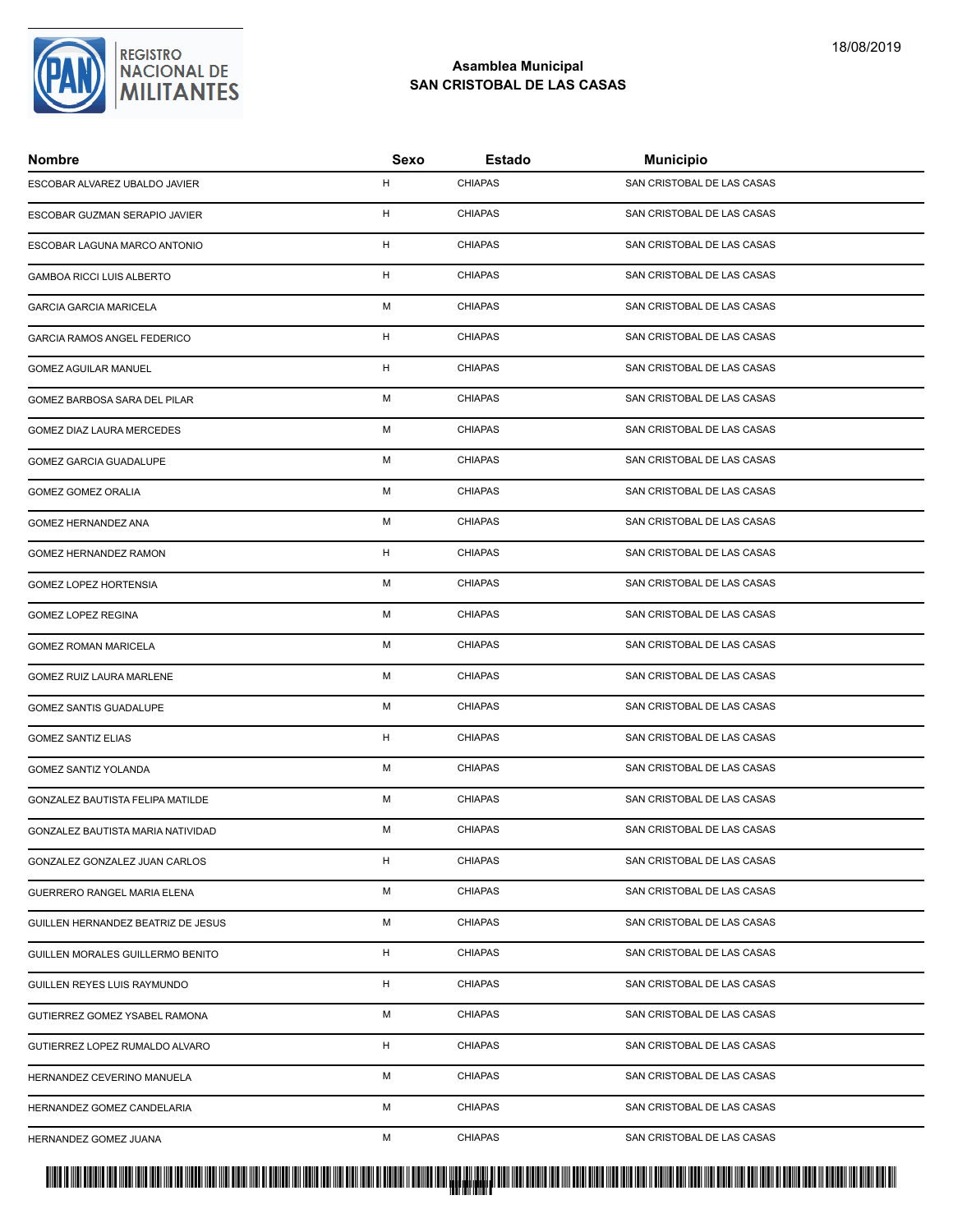| Nombre | Sexo | Estado | Municipio |
| --- | --- | --- | --- |
| ESCOBAR ALVAREZ UBALDO JAVIER | H | CHIAPAS | SAN CRISTOBAL DE LAS CASAS |
| ESCOBAR GUZMAN SERAPIO JAVIER | H | CHIAPAS | SAN CRISTOBAL DE LAS CASAS |
| ESCOBAR LAGUNA MARCO ANTONIO | H | CHIAPAS | SAN CRISTOBAL DE LAS CASAS |
| GAMBOA RICCI LUIS ALBERTO | H | CHIAPAS | SAN CRISTOBAL DE LAS CASAS |
| GARCIA GARCIA MARICELA | M | CHIAPAS | SAN CRISTOBAL DE LAS CASAS |
| GARCIA RAMOS ANGEL FEDERICO | H | CHIAPAS | SAN CRISTOBAL DE LAS CASAS |
| GOMEZ AGUILAR MANUEL | H | CHIAPAS | SAN CRISTOBAL DE LAS CASAS |
| GOMEZ BARBOSA SARA DEL PILAR | M | CHIAPAS | SAN CRISTOBAL DE LAS CASAS |
| GOMEZ DIAZ LAURA MERCEDES | M | CHIAPAS | SAN CRISTOBAL DE LAS CASAS |
| GOMEZ GARCIA GUADALUPE | M | CHIAPAS | SAN CRISTOBAL DE LAS CASAS |
| GOMEZ GOMEZ ORALIA | M | CHIAPAS | SAN CRISTOBAL DE LAS CASAS |
| GOMEZ HERNANDEZ ANA | M | CHIAPAS | SAN CRISTOBAL DE LAS CASAS |
| GOMEZ HERNANDEZ RAMON | H | CHIAPAS | SAN CRISTOBAL DE LAS CASAS |
| GOMEZ LOPEZ HORTENSIA | M | CHIAPAS | SAN CRISTOBAL DE LAS CASAS |
| GOMEZ LOPEZ REGINA | M | CHIAPAS | SAN CRISTOBAL DE LAS CASAS |
| GOMEZ ROMAN MARICELA | M | CHIAPAS | SAN CRISTOBAL DE LAS CASAS |
| GOMEZ RUIZ LAURA MARLENE | M | CHIAPAS | SAN CRISTOBAL DE LAS CASAS |
| GOMEZ SANTIS GUADALUPE | M | CHIAPAS | SAN CRISTOBAL DE LAS CASAS |
| GOMEZ SANTIZ ELIAS | H | CHIAPAS | SAN CRISTOBAL DE LAS CASAS |
| GOMEZ SANTIZ YOLANDA | M | CHIAPAS | SAN CRISTOBAL DE LAS CASAS |
| GONZALEZ BAUTISTA FELIPA MATILDE | M | CHIAPAS | SAN CRISTOBAL DE LAS CASAS |
| GONZALEZ BAUTISTA MARIA NATIVIDAD | M | CHIAPAS | SAN CRISTOBAL DE LAS CASAS |
| GONZALEZ GONZALEZ JUAN CARLOS | H | CHIAPAS | SAN CRISTOBAL DE LAS CASAS |
| GUERRERO RANGEL MARIA ELENA | M | CHIAPAS | SAN CRISTOBAL DE LAS CASAS |
| GUILLEN HERNANDEZ BEATRIZ DE JESUS | M | CHIAPAS | SAN CRISTOBAL DE LAS CASAS |
| GUILLEN MORALES GUILLERMO BENITO | H | CHIAPAS | SAN CRISTOBAL DE LAS CASAS |
| GUILLEN REYES LUIS RAYMUNDO | H | CHIAPAS | SAN CRISTOBAL DE LAS CASAS |
| GUTIERREZ GOMEZ YSABEL RAMONA | M | CHIAPAS | SAN CRISTOBAL DE LAS CASAS |
| GUTIERREZ LOPEZ RUMALDO ALVARO | H | CHIAPAS | SAN CRISTOBAL DE LAS CASAS |
| HERNANDEZ CEVERINO MANUELA | M | CHIAPAS | SAN CRISTOBAL DE LAS CASAS |
| HERNANDEZ GOMEZ CANDELARIA | M | CHIAPAS | SAN CRISTOBAL DE LAS CASAS |
| HERNANDEZ GOMEZ JUANA | M | CHIAPAS | SAN CRISTOBAL DE LAS CASAS |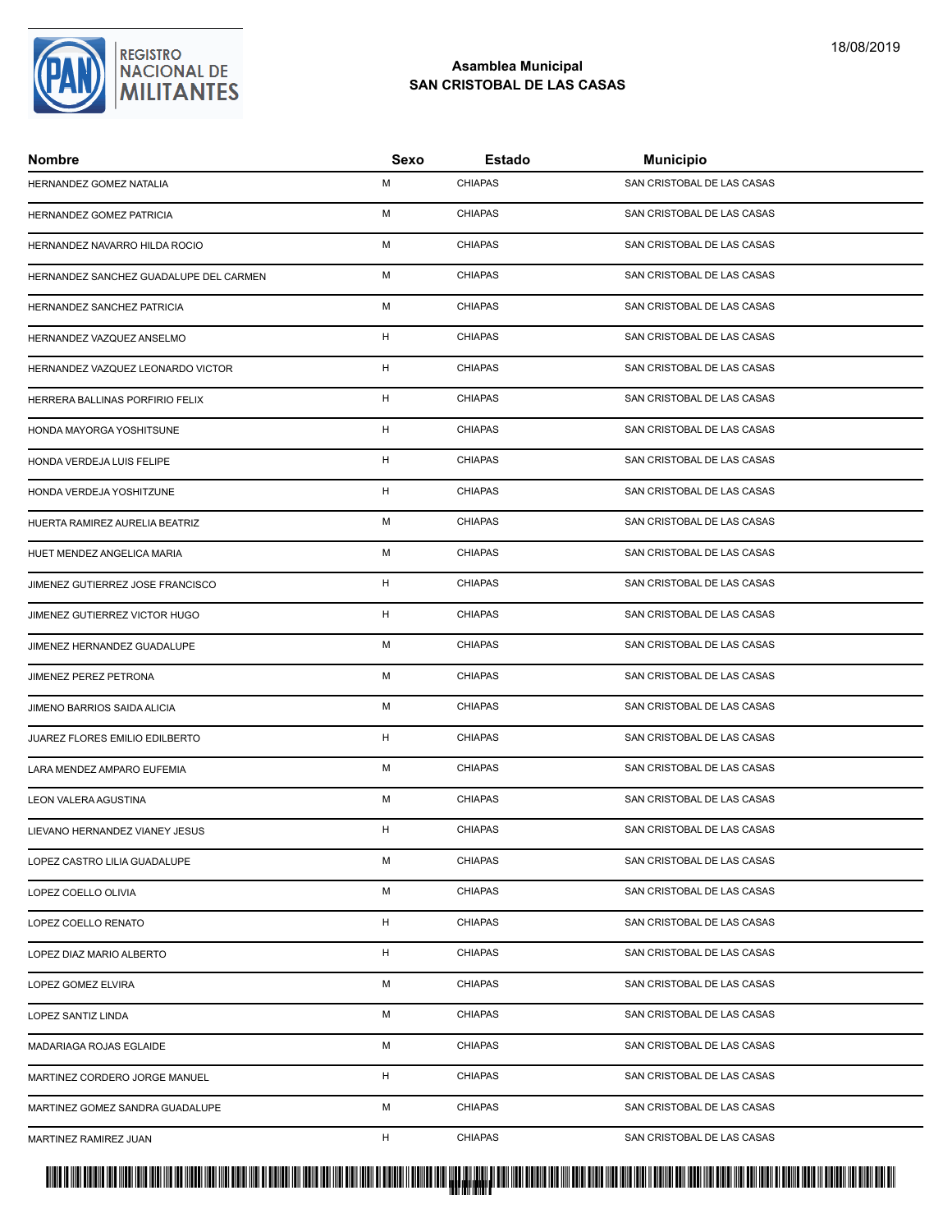## Asamblea Municipal
## SAN CRISTOBAL DE LAS CASAS

| Nombre | Sexo | Estado | Municipio |
|---|---|---|---|
| HERNANDEZ GOMEZ NATALIA | M | CHIAPAS | SAN CRISTOBAL DE LAS CASAS |
| HERNANDEZ GOMEZ PATRICIA | M | CHIAPAS | SAN CRISTOBAL DE LAS CASAS |
| HERNANDEZ NAVARRO HILDA ROCIO | M | CHIAPAS | SAN CRISTOBAL DE LAS CASAS |
| HERNANDEZ SANCHEZ GUADALUPE DEL CARMEN | M | CHIAPAS | SAN CRISTOBAL DE LAS CASAS |
| HERNANDEZ SANCHEZ PATRICIA | M | CHIAPAS | SAN CRISTOBAL DE LAS CASAS |
| HERNANDEZ VAZQUEZ ANSELMO | H | CHIAPAS | SAN CRISTOBAL DE LAS CASAS |
| HERNANDEZ VAZQUEZ LEONARDO VICTOR | H | CHIAPAS | SAN CRISTOBAL DE LAS CASAS |
| HERRERA BALLINAS PORFIRIO FELIX | H | CHIAPAS | SAN CRISTOBAL DE LAS CASAS |
| HONDA MAYORGA YOSHITSUNE | H | CHIAPAS | SAN CRISTOBAL DE LAS CASAS |
| HONDA VERDEJA LUIS FELIPE | H | CHIAPAS | SAN CRISTOBAL DE LAS CASAS |
| HONDA VERDEJA YOSHITZUNE | H | CHIAPAS | SAN CRISTOBAL DE LAS CASAS |
| HUERTA RAMIREZ AURELIA BEATRIZ | M | CHIAPAS | SAN CRISTOBAL DE LAS CASAS |
| HUET MENDEZ ANGELICA MARIA | M | CHIAPAS | SAN CRISTOBAL DE LAS CASAS |
| JIMENEZ GUTIERREZ JOSE FRANCISCO | H | CHIAPAS | SAN CRISTOBAL DE LAS CASAS |
| JIMENEZ GUTIERREZ VICTOR HUGO | H | CHIAPAS | SAN CRISTOBAL DE LAS CASAS |
| JIMENEZ HERNANDEZ GUADALUPE | M | CHIAPAS | SAN CRISTOBAL DE LAS CASAS |
| JIMENEZ PEREZ PETRONA | M | CHIAPAS | SAN CRISTOBAL DE LAS CASAS |
| JIMENO BARRIOS SAIDA ALICIA | M | CHIAPAS | SAN CRISTOBAL DE LAS CASAS |
| JUAREZ FLORES EMILIO EDILBERTO | H | CHIAPAS | SAN CRISTOBAL DE LAS CASAS |
| LARA MENDEZ AMPARO EUFEMIA | M | CHIAPAS | SAN CRISTOBAL DE LAS CASAS |
| LEON VALERA AGUSTINA | M | CHIAPAS | SAN CRISTOBAL DE LAS CASAS |
| LIEVANO HERNANDEZ VIANEY JESUS | H | CHIAPAS | SAN CRISTOBAL DE LAS CASAS |
| LOPEZ CASTRO LILIA GUADALUPE | M | CHIAPAS | SAN CRISTOBAL DE LAS CASAS |
| LOPEZ COELLO OLIVIA | M | CHIAPAS | SAN CRISTOBAL DE LAS CASAS |
| LOPEZ COELLO RENATO | H | CHIAPAS | SAN CRISTOBAL DE LAS CASAS |
| LOPEZ DIAZ MARIO ALBERTO | H | CHIAPAS | SAN CRISTOBAL DE LAS CASAS |
| LOPEZ GOMEZ ELVIRA | M | CHIAPAS | SAN CRISTOBAL DE LAS CASAS |
| LOPEZ SANTIZ LINDA | M | CHIAPAS | SAN CRISTOBAL DE LAS CASAS |
| MADARIAGA ROJAS EGLAIDE | M | CHIAPAS | SAN CRISTOBAL DE LAS CASAS |
| MARTINEZ CORDERO JORGE MANUEL | H | CHIAPAS | SAN CRISTOBAL DE LAS CASAS |
| MARTINEZ GOMEZ SANDRA GUADALUPE | M | CHIAPAS | SAN CRISTOBAL DE LAS CASAS |
| MARTINEZ RAMIREZ JUAN | H | CHIAPAS | SAN CRISTOBAL DE LAS CASAS |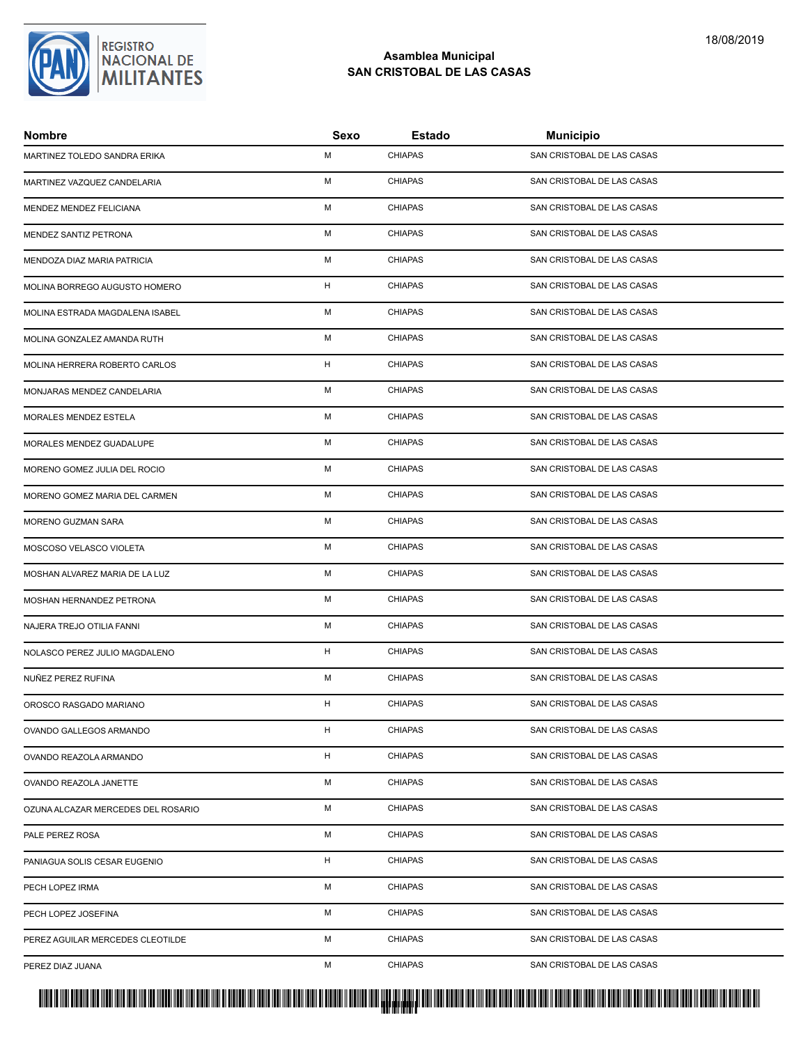## Asamblea Municipal
## SAN CRISTOBAL DE LAS CASAS

| Nombre | Sexo | Estado | Municipio |
|---|---|---|---|
| MARTINEZ TOLEDO SANDRA ERIKA | M | CHIAPAS | SAN CRISTOBAL DE LAS CASAS |
| MARTINEZ VAZQUEZ CANDELARIA | M | CHIAPAS | SAN CRISTOBAL DE LAS CASAS |
| MENDEZ MENDEZ FELICIANA | M | CHIAPAS | SAN CRISTOBAL DE LAS CASAS |
| MENDEZ SANTIZ PETRONA | M | CHIAPAS | SAN CRISTOBAL DE LAS CASAS |
| MENDOZA DIAZ MARIA PATRICIA | M | CHIAPAS | SAN CRISTOBAL DE LAS CASAS |
| MOLINA BORREGO AUGUSTO HOMERO | H | CHIAPAS | SAN CRISTOBAL DE LAS CASAS |
| MOLINA ESTRADA MAGDALENA ISABEL | M | CHIAPAS | SAN CRISTOBAL DE LAS CASAS |
| MOLINA GONZALEZ AMANDA RUTH | M | CHIAPAS | SAN CRISTOBAL DE LAS CASAS |
| MOLINA HERRERA ROBERTO CARLOS | H | CHIAPAS | SAN CRISTOBAL DE LAS CASAS |
| MONJARAS MENDEZ CANDELARIA | M | CHIAPAS | SAN CRISTOBAL DE LAS CASAS |
| MORALES MENDEZ ESTELA | M | CHIAPAS | SAN CRISTOBAL DE LAS CASAS |
| MORALES MENDEZ GUADALUPE | M | CHIAPAS | SAN CRISTOBAL DE LAS CASAS |
| MORENO GOMEZ JULIA DEL ROCIO | M | CHIAPAS | SAN CRISTOBAL DE LAS CASAS |
| MORENO GOMEZ MARIA DEL CARMEN | M | CHIAPAS | SAN CRISTOBAL DE LAS CASAS |
| MORENO GUZMAN SARA | M | CHIAPAS | SAN CRISTOBAL DE LAS CASAS |
| MOSCOSO VELASCO VIOLETA | M | CHIAPAS | SAN CRISTOBAL DE LAS CASAS |
| MOSHAN ALVAREZ MARIA DE LA LUZ | M | CHIAPAS | SAN CRISTOBAL DE LAS CASAS |
| MOSHAN HERNANDEZ PETRONA | M | CHIAPAS | SAN CRISTOBAL DE LAS CASAS |
| NAJERA TREJO OTILIA FANNI | M | CHIAPAS | SAN CRISTOBAL DE LAS CASAS |
| NOLASCO PEREZ JULIO MAGDALENO | H | CHIAPAS | SAN CRISTOBAL DE LAS CASAS |
| NUÑEZ PEREZ RUFINA | M | CHIAPAS | SAN CRISTOBAL DE LAS CASAS |
| OROSCO RASGADO MARIANO | H | CHIAPAS | SAN CRISTOBAL DE LAS CASAS |
| OVANDO GALLEGOS ARMANDO | H | CHIAPAS | SAN CRISTOBAL DE LAS CASAS |
| OVANDO REAZOLA ARMANDO | H | CHIAPAS | SAN CRISTOBAL DE LAS CASAS |
| OVANDO REAZOLA JANETTE | M | CHIAPAS | SAN CRISTOBAL DE LAS CASAS |
| OZUNA ALCAZAR MERCEDES DEL ROSARIO | M | CHIAPAS | SAN CRISTOBAL DE LAS CASAS |
| PALE PEREZ ROSA | M | CHIAPAS | SAN CRISTOBAL DE LAS CASAS |
| PANIAGUA SOLIS CESAR EUGENIO | H | CHIAPAS | SAN CRISTOBAL DE LAS CASAS |
| PECH LOPEZ IRMA | M | CHIAPAS | SAN CRISTOBAL DE LAS CASAS |
| PECH LOPEZ JOSEFINA | M | CHIAPAS | SAN CRISTOBAL DE LAS CASAS |
| PEREZ AGUILAR MERCEDES CLEOTILDE | M | CHIAPAS | SAN CRISTOBAL DE LAS CASAS |
| PEREZ DIAZ JUANA | M | CHIAPAS | SAN CRISTOBAL DE LAS CASAS |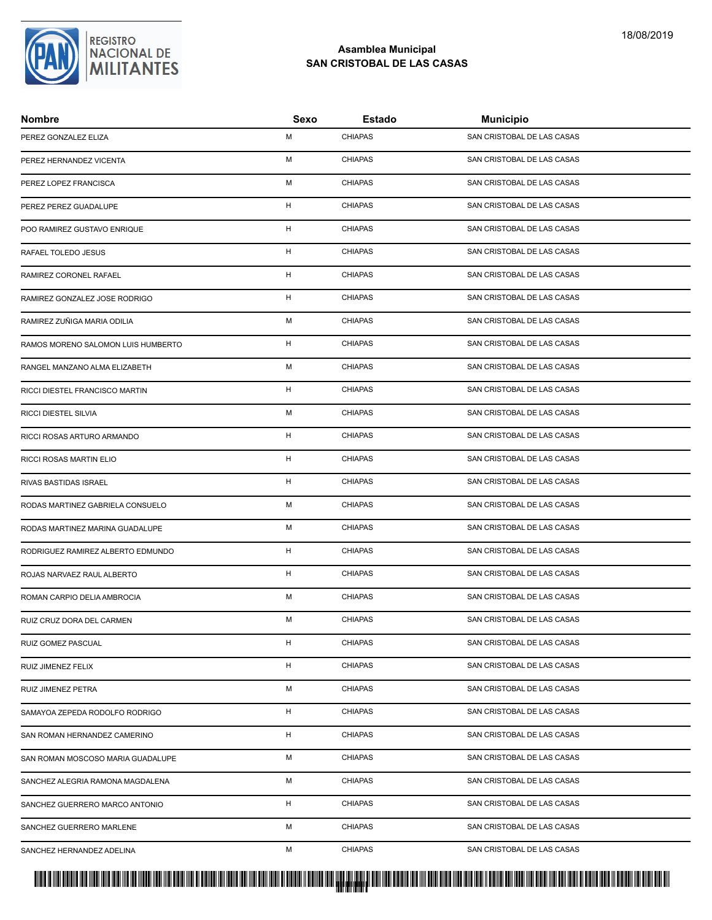## Asamblea Municipal
## SAN CRISTOBAL DE LAS CASAS

| Nombre | Sexo | Estado | Municipio |
|---|---|---|---|
| PEREZ GONZALEZ ELIZA | M | CHIAPAS | SAN CRISTOBAL DE LAS CASAS |
| PEREZ HERNANDEZ VICENTA | M | CHIAPAS | SAN CRISTOBAL DE LAS CASAS |
| PEREZ LOPEZ FRANCISCA | M | CHIAPAS | SAN CRISTOBAL DE LAS CASAS |
| PEREZ PEREZ GUADALUPE | H | CHIAPAS | SAN CRISTOBAL DE LAS CASAS |
| POO RAMIREZ GUSTAVO ENRIQUE | H | CHIAPAS | SAN CRISTOBAL DE LAS CASAS |
| RAFAEL TOLEDO JESUS | H | CHIAPAS | SAN CRISTOBAL DE LAS CASAS |
| RAMIREZ CORONEL RAFAEL | H | CHIAPAS | SAN CRISTOBAL DE LAS CASAS |
| RAMIREZ GONZALEZ JOSE RODRIGO | H | CHIAPAS | SAN CRISTOBAL DE LAS CASAS |
| RAMIREZ ZUÑIGA MARIA ODILIA | M | CHIAPAS | SAN CRISTOBAL DE LAS CASAS |
| RAMOS MORENO SALOMON LUIS HUMBERTO | H | CHIAPAS | SAN CRISTOBAL DE LAS CASAS |
| RANGEL MANZANO ALMA ELIZABETH | M | CHIAPAS | SAN CRISTOBAL DE LAS CASAS |
| RICCI DIESTEL FRANCISCO MARTIN | H | CHIAPAS | SAN CRISTOBAL DE LAS CASAS |
| RICCI DIESTEL SILVIA | M | CHIAPAS | SAN CRISTOBAL DE LAS CASAS |
| RICCI ROSAS ARTURO ARMANDO | H | CHIAPAS | SAN CRISTOBAL DE LAS CASAS |
| RICCI ROSAS MARTIN ELIO | H | CHIAPAS | SAN CRISTOBAL DE LAS CASAS |
| RIVAS BASTIDAS ISRAEL | H | CHIAPAS | SAN CRISTOBAL DE LAS CASAS |
| RODAS MARTINEZ GABRIELA CONSUELO | M | CHIAPAS | SAN CRISTOBAL DE LAS CASAS |
| RODAS MARTINEZ MARINA GUADALUPE | M | CHIAPAS | SAN CRISTOBAL DE LAS CASAS |
| RODRIGUEZ RAMIREZ ALBERTO EDMUNDO | H | CHIAPAS | SAN CRISTOBAL DE LAS CASAS |
| ROJAS NARVAEZ RAUL ALBERTO | H | CHIAPAS | SAN CRISTOBAL DE LAS CASAS |
| ROMAN CARPIO DELIA AMBROCIA | M | CHIAPAS | SAN CRISTOBAL DE LAS CASAS |
| RUIZ CRUZ DORA DEL CARMEN | M | CHIAPAS | SAN CRISTOBAL DE LAS CASAS |
| RUIZ GOMEZ PASCUAL | H | CHIAPAS | SAN CRISTOBAL DE LAS CASAS |
| RUIZ JIMENEZ FELIX | H | CHIAPAS | SAN CRISTOBAL DE LAS CASAS |
| RUIZ JIMENEZ PETRA | M | CHIAPAS | SAN CRISTOBAL DE LAS CASAS |
| SAMAYOA ZEPEDA RODOLFO RODRIGO | H | CHIAPAS | SAN CRISTOBAL DE LAS CASAS |
| SAN ROMAN HERNANDEZ CAMERINO | H | CHIAPAS | SAN CRISTOBAL DE LAS CASAS |
| SAN ROMAN MOSCOSO MARIA GUADALUPE | M | CHIAPAS | SAN CRISTOBAL DE LAS CASAS |
| SANCHEZ ALEGRIA RAMONA MAGDALENA | M | CHIAPAS | SAN CRISTOBAL DE LAS CASAS |
| SANCHEZ GUERRERO MARCO ANTONIO | H | CHIAPAS | SAN CRISTOBAL DE LAS CASAS |
| SANCHEZ GUERRERO MARLENE | M | CHIAPAS | SAN CRISTOBAL DE LAS CASAS |
| SANCHEZ HERNANDEZ ADELINA | M | CHIAPAS | SAN CRISTOBAL DE LAS CASAS |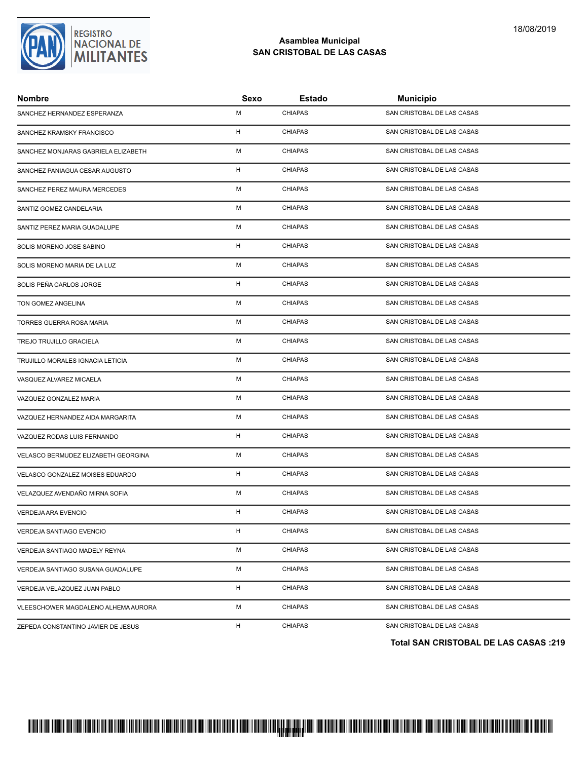## Asamblea Municipal
## SAN CRISTOBAL DE LAS CASAS

| Nombre | Sexo | Estado | Municipio |
|---|---|---|---|
| SANCHEZ HERNANDEZ ESPERANZA | M | CHIAPAS | SAN CRISTOBAL DE LAS CASAS |
| SANCHEZ KRAMSKY FRANCISCO | H | CHIAPAS | SAN CRISTOBAL DE LAS CASAS |
| SANCHEZ MONJARAS GABRIELA ELIZABETH | M | CHIAPAS | SAN CRISTOBAL DE LAS CASAS |
| SANCHEZ PANIAGUA CESAR AUGUSTO | H | CHIAPAS | SAN CRISTOBAL DE LAS CASAS |
| SANCHEZ PEREZ MAURA MERCEDES | M | CHIAPAS | SAN CRISTOBAL DE LAS CASAS |
| SANTIZ GOMEZ CANDELARIA | M | CHIAPAS | SAN CRISTOBAL DE LAS CASAS |
| SANTIZ PEREZ MARIA GUADALUPE | M | CHIAPAS | SAN CRISTOBAL DE LAS CASAS |
| SOLIS MORENO JOSE SABINO | H | CHIAPAS | SAN CRISTOBAL DE LAS CASAS |
| SOLIS MORENO MARIA DE LA LUZ | M | CHIAPAS | SAN CRISTOBAL DE LAS CASAS |
| SOLIS PEÑA CARLOS JORGE | H | CHIAPAS | SAN CRISTOBAL DE LAS CASAS |
| TON GOMEZ ANGELINA | M | CHIAPAS | SAN CRISTOBAL DE LAS CASAS |
| TORRES GUERRA ROSA MARIA | M | CHIAPAS | SAN CRISTOBAL DE LAS CASAS |
| TREJO TRUJILLO GRACIELA | M | CHIAPAS | SAN CRISTOBAL DE LAS CASAS |
| TRUJILLO MORALES IGNACIA LETICIA | M | CHIAPAS | SAN CRISTOBAL DE LAS CASAS |
| VASQUEZ ALVAREZ MICAELA | M | CHIAPAS | SAN CRISTOBAL DE LAS CASAS |
| VAZQUEZ GONZALEZ MARIA | M | CHIAPAS | SAN CRISTOBAL DE LAS CASAS |
| VAZQUEZ HERNANDEZ AIDA MARGARITA | M | CHIAPAS | SAN CRISTOBAL DE LAS CASAS |
| VAZQUEZ RODAS LUIS FERNANDO | H | CHIAPAS | SAN CRISTOBAL DE LAS CASAS |
| VELASCO BERMUDEZ ELIZABETH GEORGINA | M | CHIAPAS | SAN CRISTOBAL DE LAS CASAS |
| VELASCO GONZALEZ MOISES EDUARDO | H | CHIAPAS | SAN CRISTOBAL DE LAS CASAS |
| VELAZQUEZ AVENDAÑO MIRNA SOFIA | M | CHIAPAS | SAN CRISTOBAL DE LAS CASAS |
| VERDEJA ARA EVENCIO | H | CHIAPAS | SAN CRISTOBAL DE LAS CASAS |
| VERDEJA SANTIAGO EVENCIO | H | CHIAPAS | SAN CRISTOBAL DE LAS CASAS |
| VERDEJA SANTIAGO MADELY REYNA | M | CHIAPAS | SAN CRISTOBAL DE LAS CASAS |
| VERDEJA SANTIAGO SUSANA GUADALUPE | M | CHIAPAS | SAN CRISTOBAL DE LAS CASAS |
| VERDEJA VELAZQUEZ JUAN PABLO | H | CHIAPAS | SAN CRISTOBAL DE LAS CASAS |
| VLEESCHOWER MAGDALENO ALHEMA AURORA | M | CHIAPAS | SAN CRISTOBAL DE LAS CASAS |
| ZEPEDA CONSTANTINO JAVIER DE JESUS | H | CHIAPAS | SAN CRISTOBAL DE LAS CASAS |

**Total SAN CRISTOBAL DE LAS CASAS :219**